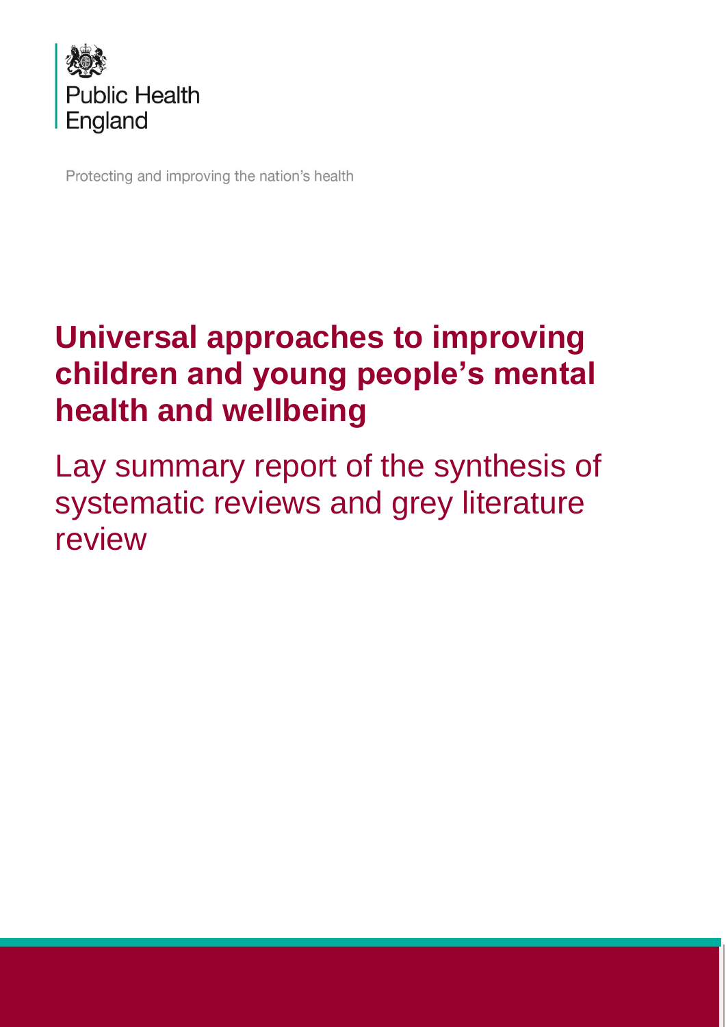Public Health England

Protecting and improving the nation's health

# Universal approaches to improving children and young people's mental health and wellbeing

## Lay summary report of the synthesis of systematic reviews and grey literature review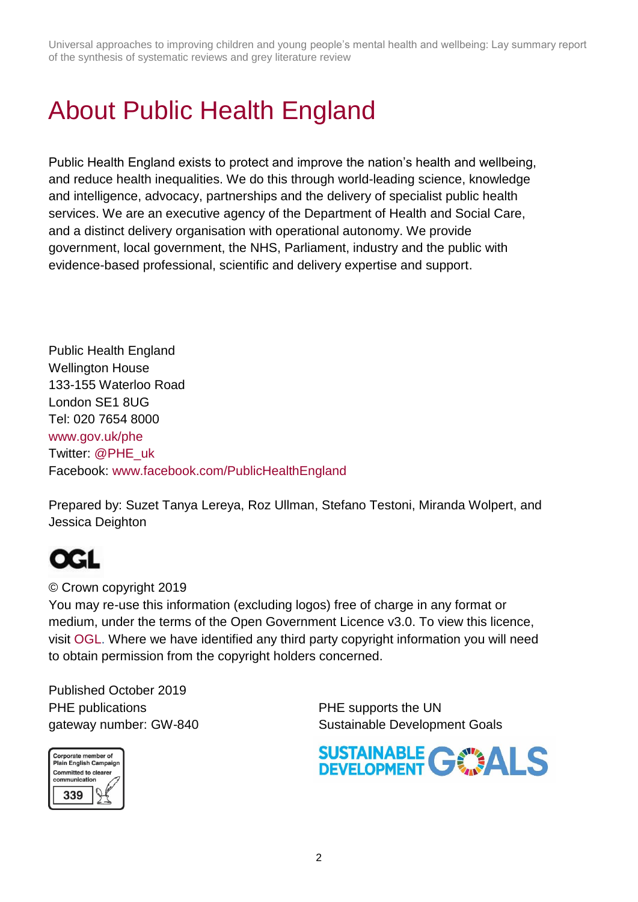# About Public Health England

Public Health England exists to protect and improve the nation's health and wellbeing, and reduce health inequalities. We do this through world-leading science, knowledge and intelligence, advocacy, partnerships and the delivery of specialist public health services. We are an executive agency of the Department of Health and Social Care, and a distinct delivery organisation with operational autonomy. We provide government, local government, the NHS, Parliament, industry and the public with evidence-based professional, scientific and delivery expertise and support.

Public Health England
Wellington House
133-155 Waterloo Road
London SE1 8UG
Tel: 020 7654 8000
www.gov.uk/phe
Twitter: @PHE_uk
Facebook: www.facebook.com/PublicHealthEngland

Prepared by: Suzet Tanya Lereya, Roz Ullman, Stefano Testoni, Miranda Wolpert, and Jessica Deighton

OGL

© Crown copyright 2019
You may re-use this information (excluding logos) free of charge in any format or medium, under the terms of the Open Government Licence v3.0. To view this licence, visit OGL. Where we have identified any third party copyright information you will need to obtain permission from the copyright holders concerned.

Published October 2019
PHE publications
gateway number: GW-840

Corporate member of Plain English Campaign
Committed to clearer communication
339

PHE supports the UN Sustainable Development Goals

SUSTAINABLE DEVELOPMENT GOALS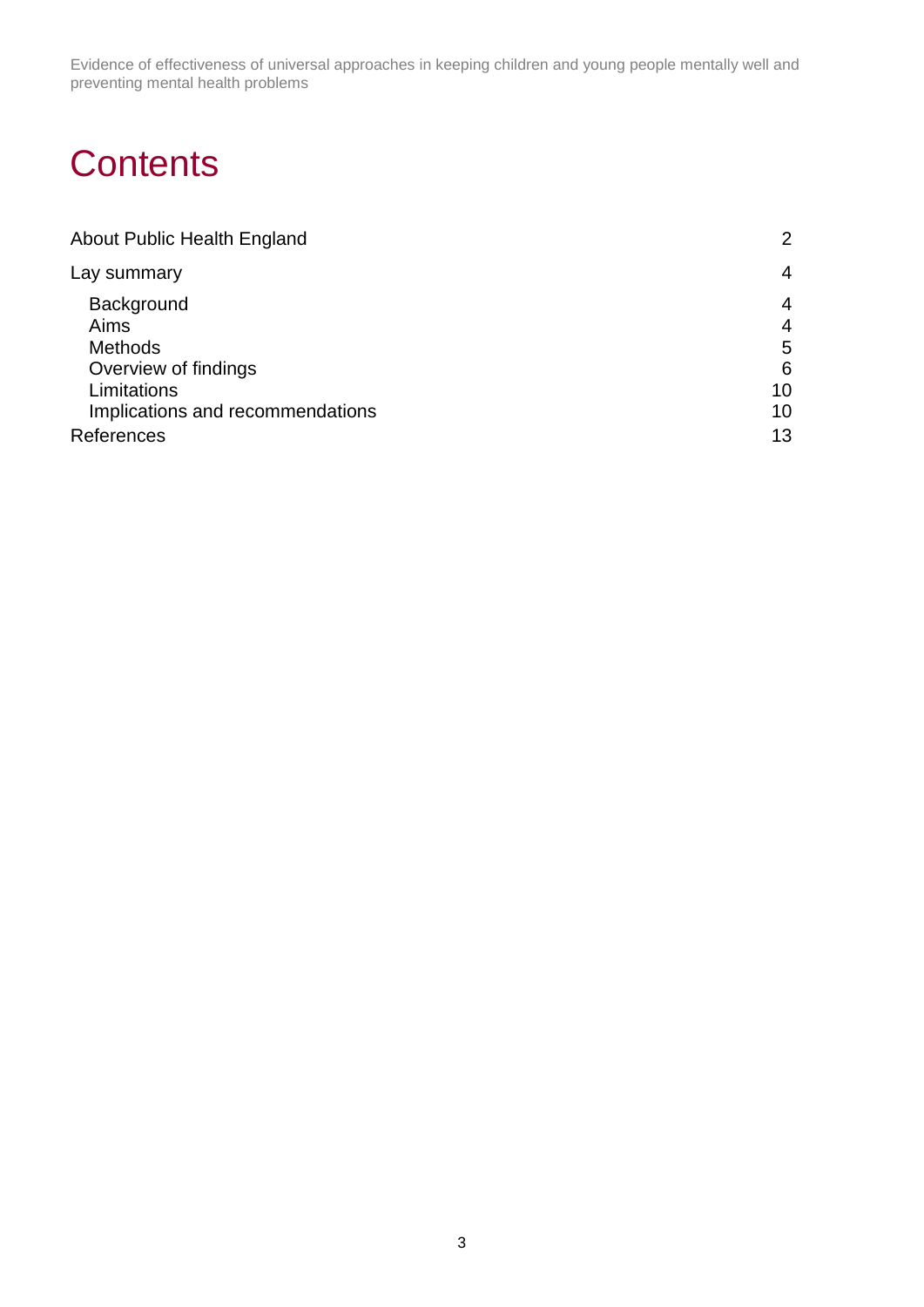# Contents

| | |
|---|---|
| About Public Health England | 2 |
| Lay summary | 4 |
| Background | 4 |
| Aims | 4 |
| Methods | 5 |
| Overview of findings | 6 |
| Limitations | 10 |
| Implications and recommendations | 10 |
| References | 13 |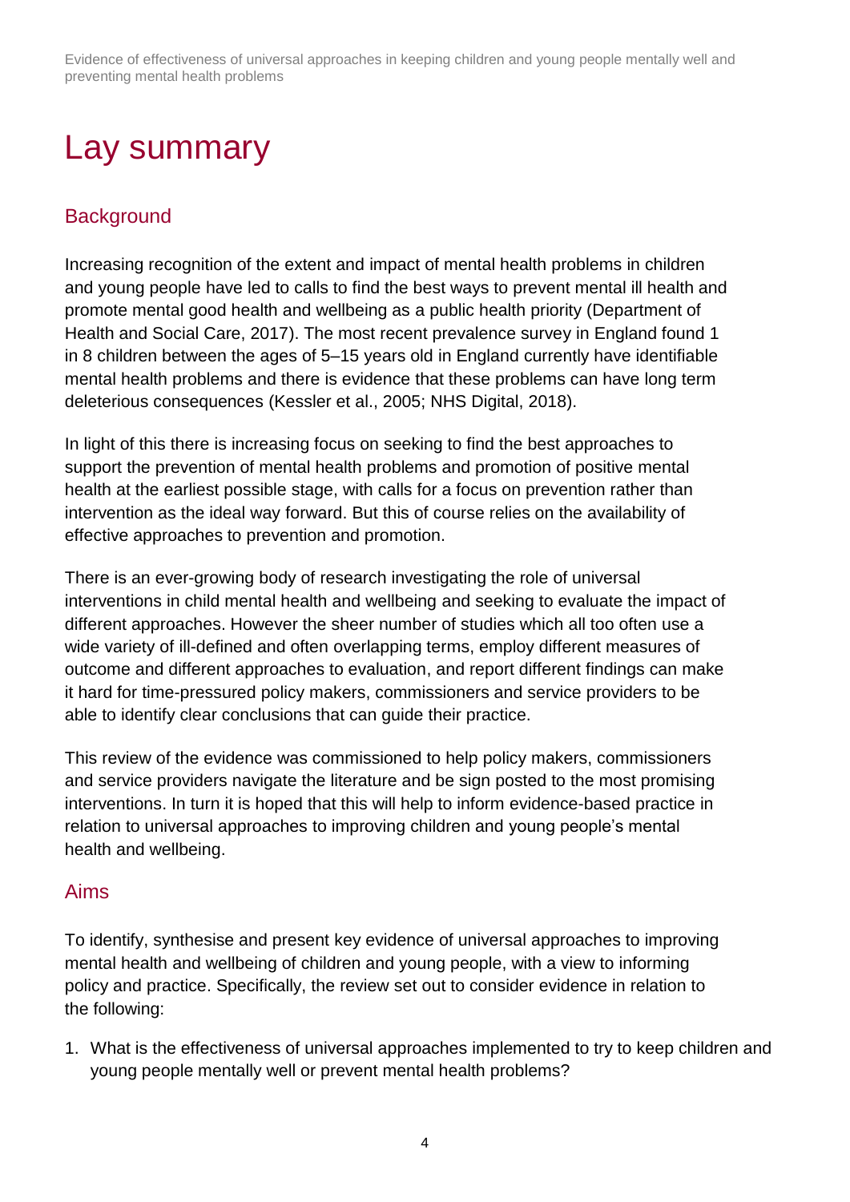# Lay summary

## Background

Increasing recognition of the extent and impact of mental health problems in children and young people have led to calls to find the best ways to prevent mental ill health and promote mental good health and wellbeing as a public health priority (Department of Health and Social Care, 2017). The most recent prevalence survey in England found 1 in 8 children between the ages of 5–15 years old in England currently have identifiable mental health problems and there is evidence that these problems can have long term deleterious consequences (Kessler et al., 2005; NHS Digital, 2018).

In light of this there is increasing focus on seeking to find the best approaches to support the prevention of mental health problems and promotion of positive mental health at the earliest possible stage, with calls for a focus on prevention rather than intervention as the ideal way forward. But this of course relies on the availability of effective approaches to prevention and promotion.

There is an ever-growing body of research investigating the role of universal interventions in child mental health and wellbeing and seeking to evaluate the impact of different approaches. However the sheer number of studies which all too often use a wide variety of ill-defined and often overlapping terms, employ different measures of outcome and different approaches to evaluation, and report different findings can make it hard for time-pressured policy makers, commissioners and service providers to be able to identify clear conclusions that can guide their practice.

This review of the evidence was commissioned to help policy makers, commissioners and service providers navigate the literature and be sign posted to the most promising interventions. In turn it is hoped that this will help to inform evidence-based practice in relation to universal approaches to improving children and young people's mental health and wellbeing.

## Aims

To identify, synthesise and present key evidence of universal approaches to improving mental health and wellbeing of children and young people, with a view to informing policy and practice. Specifically, the review set out to consider evidence in relation to the following:

1. What is the effectiveness of universal approaches implemented to try to keep children and young people mentally well or prevent mental health problems?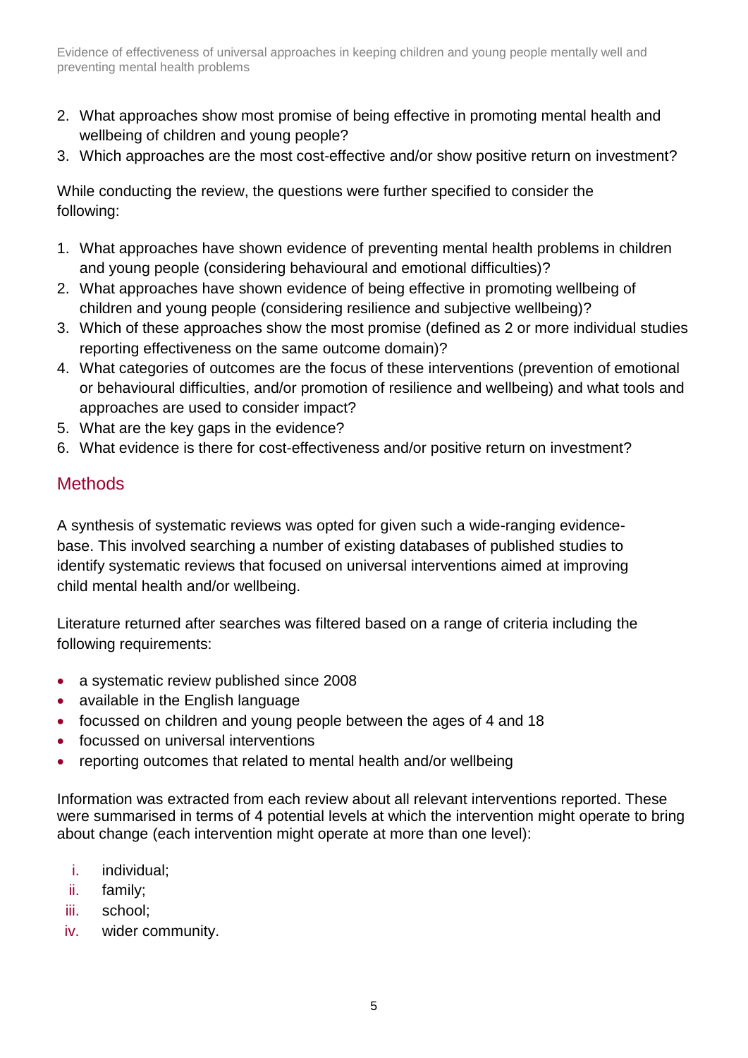2. What approaches show most promise of being effective in promoting mental health and wellbeing of children and young people?
3. Which approaches are the most cost-effective and/or show positive return on investment?

While conducting the review, the questions were further specified to consider the following:

1. What approaches have shown evidence of preventing mental health problems in children and young people (considering behavioural and emotional difficulties)?
2. What approaches have shown evidence of being effective in promoting wellbeing of children and young people (considering resilience and subjective wellbeing)?
3. Which of these approaches show the most promise (defined as 2 or more individual studies reporting effectiveness on the same outcome domain)?
4. What categories of outcomes are the focus of these interventions (prevention of emotional or behavioural difficulties, and/or promotion of resilience and wellbeing) and what tools and approaches are used to consider impact?
5. What are the key gaps in the evidence?
6. What evidence is there for cost-effectiveness and/or positive return on investment?

## Methods

A synthesis of systematic reviews was opted for given such a wide-ranging evidence-base. This involved searching a number of existing databases of published studies to identify systematic reviews that focused on universal interventions aimed at improving child mental health and/or wellbeing.

Literature returned after searches was filtered based on a range of criteria including the following requirements:

- a systematic review published since 2008
- available in the English language
- focussed on children and young people between the ages of 4 and 18
- focussed on universal interventions
- reporting outcomes that related to mental health and/or wellbeing

Information was extracted from each review about all relevant interventions reported. These were summarised in terms of 4 potential levels at which the intervention might operate to bring about change (each intervention might operate at more than one level):

i. individual;
ii. family;
iii. school;
iv. wider community.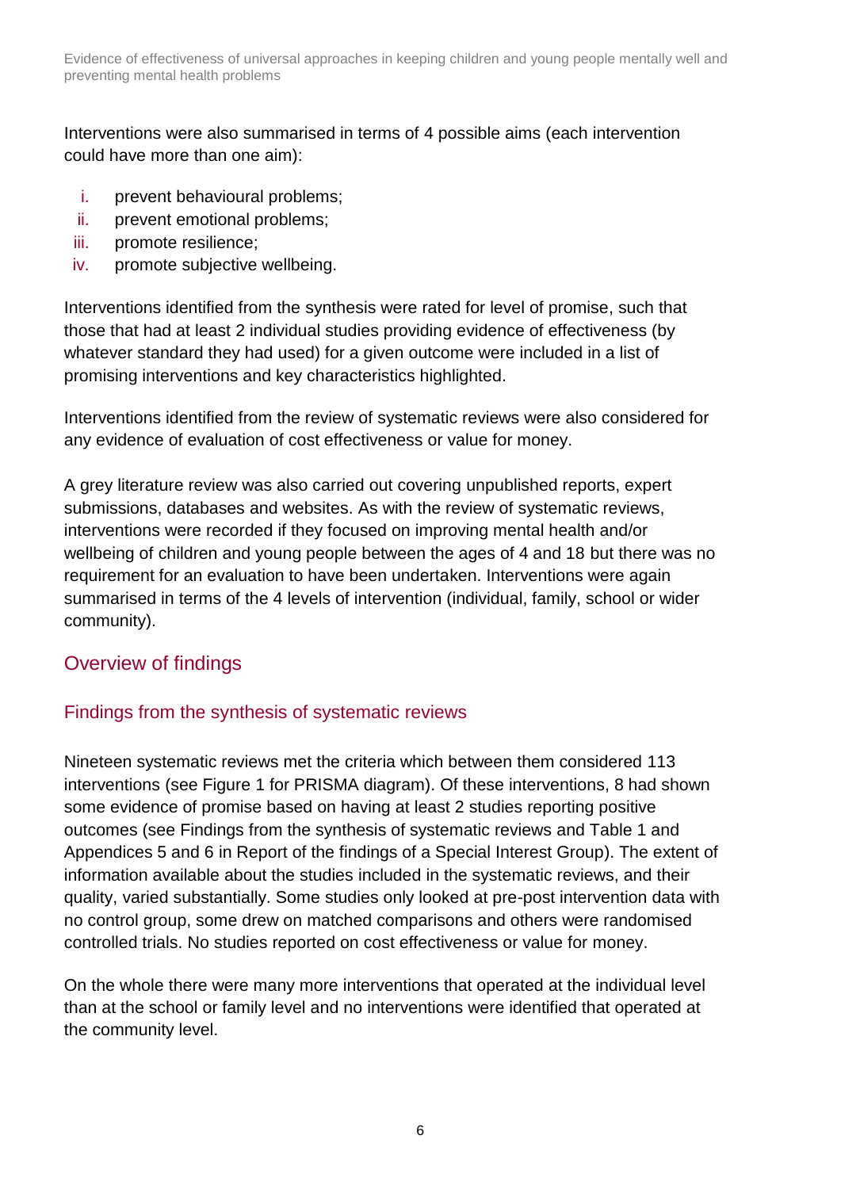Interventions were also summarised in terms of 4 possible aims (each intervention could have more than one aim):

i. prevent behavioural problems;
ii. prevent emotional problems;
iii. promote resilience;
iv. promote subjective wellbeing.

Interventions identified from the synthesis were rated for level of promise, such that those that had at least 2 individual studies providing evidence of effectiveness (by whatever standard they had used) for a given outcome were included in a list of promising interventions and key characteristics highlighted.

Interventions identified from the review of systematic reviews were also considered for any evidence of evaluation of cost effectiveness or value for money.

A grey literature review was also carried out covering unpublished reports, expert submissions, databases and websites. As with the review of systematic reviews, interventions were recorded if they focused on improving mental health and/or wellbeing of children and young people between the ages of 4 and 18 but there was no requirement for an evaluation to have been undertaken. Interventions were again summarised in terms of the 4 levels of intervention (individual, family, school or wider community).

## Overview of findings

### Findings from the synthesis of systematic reviews

Nineteen systematic reviews met the criteria which between them considered 113 interventions (see Figure 1 for PRISMA diagram). Of these interventions, 8 had shown some evidence of promise based on having at least 2 studies reporting positive outcomes (see Findings from the synthesis of systematic reviews and Table 1 and Appendices 5 and 6 in Report of the findings of a Special Interest Group). The extent of information available about the studies included in the systematic reviews, and their quality, varied substantially. Some studies only looked at pre-post intervention data with no control group, some drew on matched comparisons and others were randomised controlled trials. No studies reported on cost effectiveness or value for money.

On the whole there were many more interventions that operated at the individual level than at the school or family level and no interventions were identified that operated at the community level.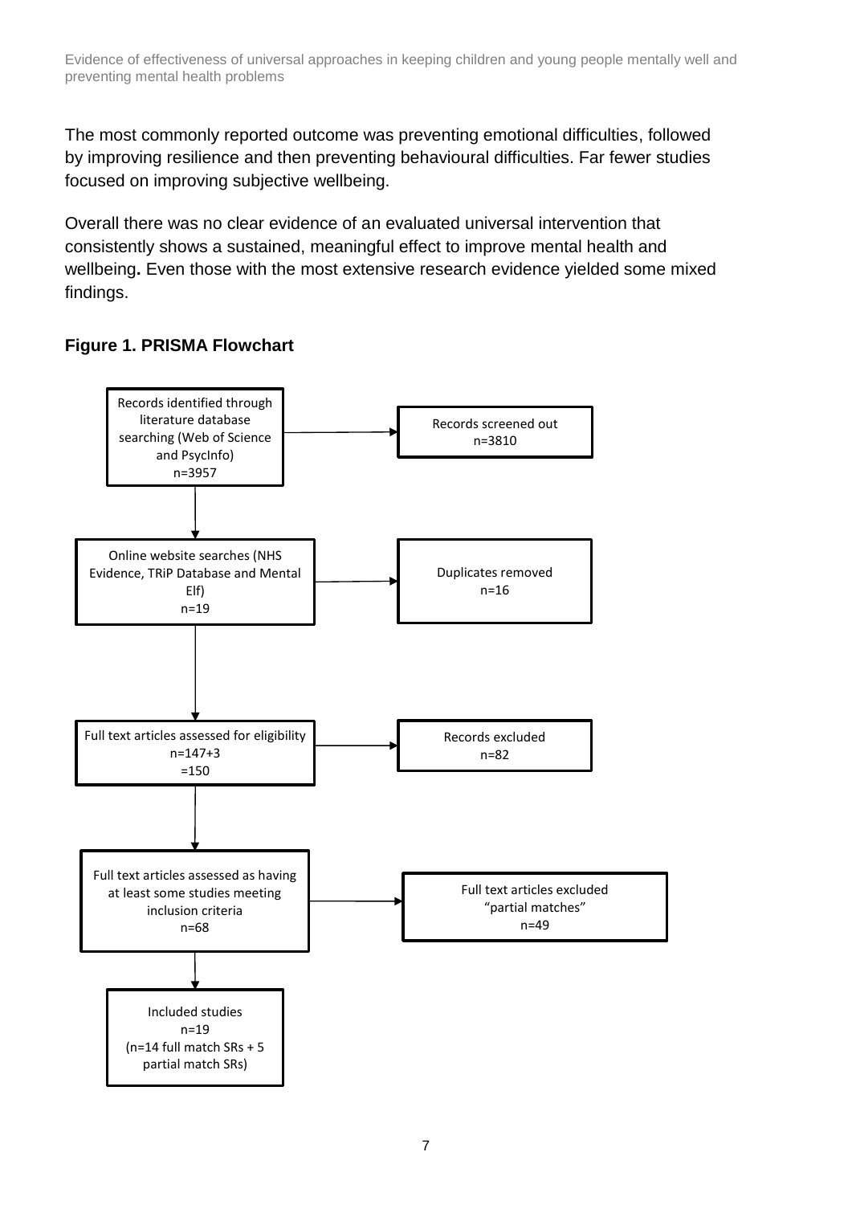The most commonly reported outcome was preventing emotional difficulties, followed by improving resilience and then preventing behavioural difficulties. Far fewer studies focused on improving subjective wellbeing.

Overall there was no clear evidence of an evaluated universal intervention that consistently shows a sustained, meaningful effect to improve mental health and wellbeing**.** Even those with the most extensive research evidence yielded some mixed findings.

**Figure 1. PRISMA Flowchart**

Records identified through literature database searching (Web of Science and PsycInfo) n=3957

→ Records screened out n=3810

Online website searches (NHS Evidence, TRiP Database and Mental Elf) n=19

→ Duplicates removed n=16

Full text articles assessed for eligibility n=147+3 =150

→ Records excluded n=82

Full text articles assessed as having at least some studies meeting inclusion criteria n=68

→ Full text articles excluded "partial matches" n=49

Included studies n=19 (n=14 full match SRs + 5 partial match SRs)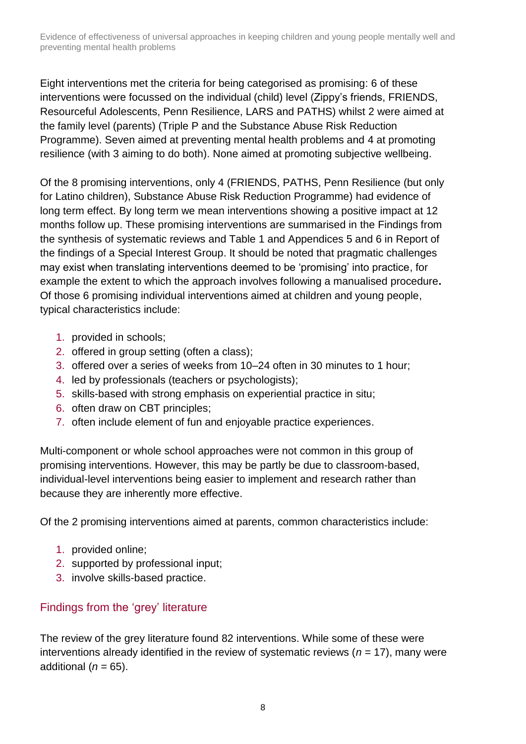Eight interventions met the criteria for being categorised as promising: 6 of these interventions were focussed on the individual (child) level (Zippy's friends, FRIENDS, Resourceful Adolescents, Penn Resilience, LARS and PATHS) whilst 2 were aimed at the family level (parents) (Triple P and the Substance Abuse Risk Reduction Programme). Seven aimed at preventing mental health problems and 4 at promoting resilience (with 3 aiming to do both). None aimed at promoting subjective wellbeing.

Of the 8 promising interventions, only 4 (FRIENDS, PATHS, Penn Resilience (but only for Latino children), Substance Abuse Risk Reduction Programme) had evidence of long term effect. By long term we mean interventions showing a positive impact at 12 months follow up. These promising interventions are summarised in the Findings from the synthesis of systematic reviews and Table 1 and Appendices 5 and 6 in Report of the findings of a Special Interest Group. It should be noted that pragmatic challenges may exist when translating interventions deemed to be 'promising' into practice, for example the extent to which the approach involves following a manualised procedure**.** Of those 6 promising individual interventions aimed at children and young people, typical characteristics include:

1. provided in schools;
2. offered in group setting (often a class);
3. offered over a series of weeks from 10–24 often in 30 minutes to 1 hour;
4. led by professionals (teachers or psychologists);
5. skills-based with strong emphasis on experiential practice in situ;
6. often draw on CBT principles;
7. often include element of fun and enjoyable practice experiences.

Multi-component or whole school approaches were not common in this group of promising interventions. However, this may be partly be due to classroom-based, individual-level interventions being easier to implement and research rather than because they are inherently more effective.

Of the 2 promising interventions aimed at parents, common characteristics include:

1. provided online;
2. supported by professional input;
3. involve skills-based practice.

## Findings from the 'grey' literature

The review of the grey literature found 82 interventions. While some of these were interventions already identified in the review of systematic reviews ($n$ = 17), many were additional ($n$ = 65).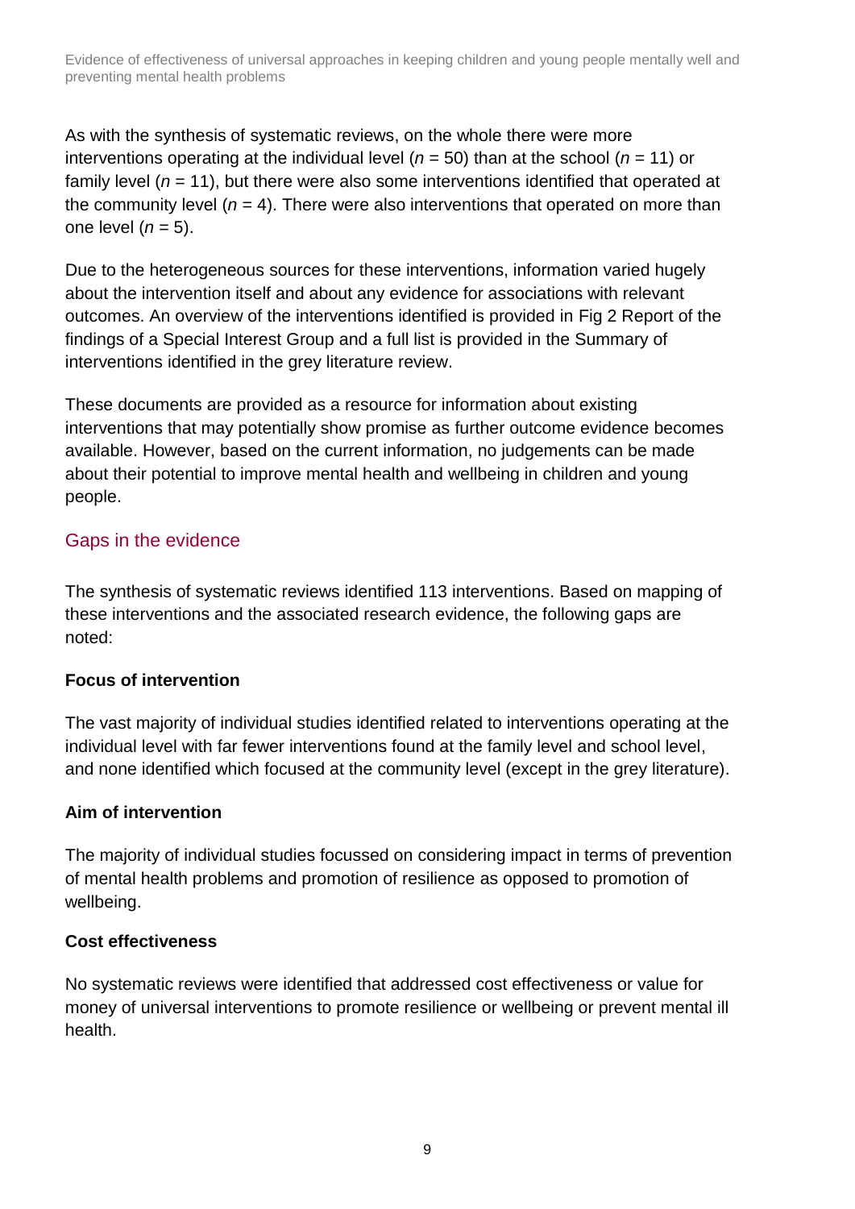As with the synthesis of systematic reviews, on the whole there were more interventions operating at the individual level ($n$ = 50) than at the school ($n$ = 11) or family level ($n$ = 11), but there were also some interventions identified that operated at the community level ($n$ = 4). There were also interventions that operated on more than one level ($n$ = 5).

Due to the heterogeneous sources for these interventions, information varied hugely about the intervention itself and about any evidence for associations with relevant outcomes. An overview of the interventions identified is provided in Fig 2 Report of the findings of a Special Interest Group and a full list is provided in the Summary of interventions identified in the grey literature review.

These documents are provided as a resource for information about existing interventions that may potentially show promise as further outcome evidence becomes available. However, based on the current information, no judgements can be made about their potential to improve mental health and wellbeing in children and young people.

## Gaps in the evidence

The synthesis of systematic reviews identified 113 interventions. Based on mapping of these interventions and the associated research evidence, the following gaps are noted:

### Focus of intervention

The vast majority of individual studies identified related to interventions operating at the individual level with far fewer interventions found at the family level and school level, and none identified which focused at the community level (except in the grey literature).

### Aim of intervention

The majority of individual studies focussed on considering impact in terms of prevention of mental health problems and promotion of resilience as opposed to promotion of wellbeing.

### Cost effectiveness

No systematic reviews were identified that addressed cost effectiveness or value for money of universal interventions to promote resilience or wellbeing or prevent mental ill health.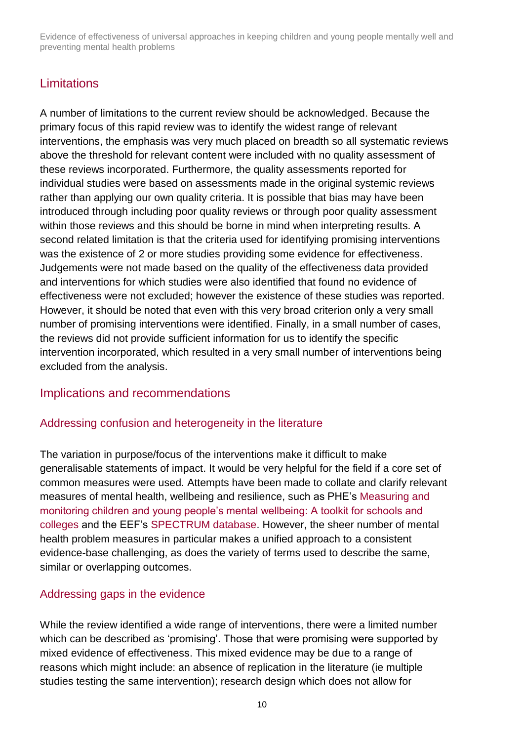## Limitations

A number of limitations to the current review should be acknowledged. Because the primary focus of this rapid review was to identify the widest range of relevant interventions, the emphasis was very much placed on breadth so all systematic reviews above the threshold for relevant content were included with no quality assessment of these reviews incorporated. Furthermore, the quality assessments reported for individual studies were based on assessments made in the original systemic reviews rather than applying our own quality criteria. It is possible that bias may have been introduced through including poor quality reviews or through poor quality assessment within those reviews and this should be borne in mind when interpreting results. A second related limitation is that the criteria used for identifying promising interventions was the existence of 2 or more studies providing some evidence for effectiveness. Judgements were not made based on the quality of the effectiveness data provided and interventions for which studies were also identified that found no evidence of effectiveness were not excluded; however the existence of these studies was reported. However, it should be noted that even with this very broad criterion only a very small number of promising interventions were identified. Finally, in a small number of cases, the reviews did not provide sufficient information for us to identify the specific intervention incorporated, which resulted in a very small number of interventions being excluded from the analysis.

## Implications and recommendations

### Addressing confusion and heterogeneity in the literature

The variation in purpose/focus of the interventions make it difficult to make generalisable statements of impact. It would be very helpful for the field if a core set of common measures were used. Attempts have been made to collate and clarify relevant measures of mental health, wellbeing and resilience, such as PHE's Measuring and monitoring children and young people's mental wellbeing: A toolkit for schools and colleges and the EEF's SPECTRUM database. However, the sheer number of mental health problem measures in particular makes a unified approach to a consistent evidence-base challenging, as does the variety of terms used to describe the same, similar or overlapping outcomes.

### Addressing gaps in the evidence

While the review identified a wide range of interventions, there were a limited number which can be described as 'promising'. Those that were promising were supported by mixed evidence of effectiveness. This mixed evidence may be due to a range of reasons which might include: an absence of replication in the literature (ie multiple studies testing the same intervention); research design which does not allow for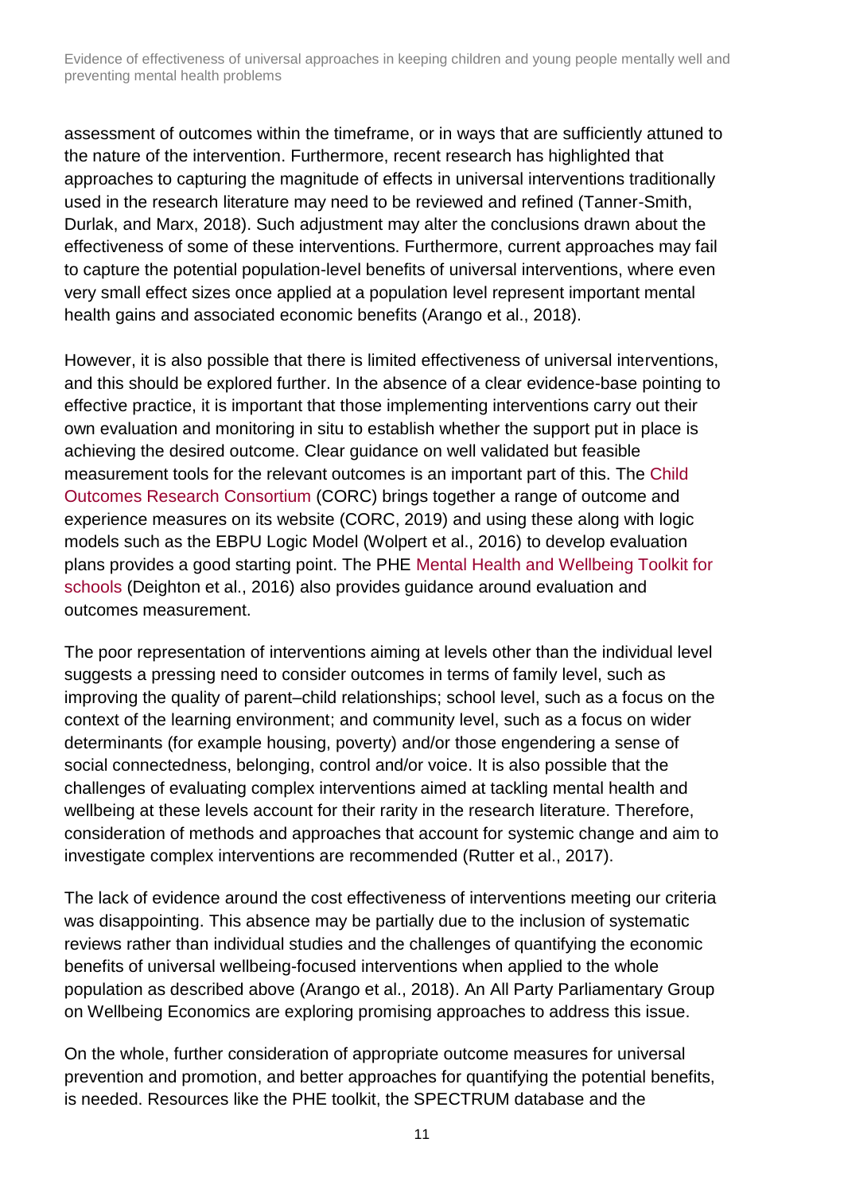assessment of outcomes within the timeframe, or in ways that are sufficiently attuned to the nature of the intervention. Furthermore, recent research has highlighted that approaches to capturing the magnitude of effects in universal interventions traditionally used in the research literature may need to be reviewed and refined (Tanner-Smith, Durlak, and Marx, 2018). Such adjustment may alter the conclusions drawn about the effectiveness of some of these interventions. Furthermore, current approaches may fail to capture the potential population-level benefits of universal interventions, where even very small effect sizes once applied at a population level represent important mental health gains and associated economic benefits (Arango et al., 2018).

However, it is also possible that there is limited effectiveness of universal interventions, and this should be explored further. In the absence of a clear evidence-base pointing to effective practice, it is important that those implementing interventions carry out their own evaluation and monitoring in situ to establish whether the support put in place is achieving the desired outcome. Clear guidance on well validated but feasible measurement tools for the relevant outcomes is an important part of this. The Child Outcomes Research Consortium (CORC) brings together a range of outcome and experience measures on its website (CORC, 2019) and using these along with logic models such as the EBPU Logic Model (Wolpert et al., 2016) to develop evaluation plans provides a good starting point. The PHE Mental Health and Wellbeing Toolkit for schools (Deighton et al., 2016) also provides guidance around evaluation and outcomes measurement.

The poor representation of interventions aiming at levels other than the individual level suggests a pressing need to consider outcomes in terms of family level, such as improving the quality of parent–child relationships; school level, such as a focus on the context of the learning environment; and community level, such as a focus on wider determinants (for example housing, poverty) and/or those engendering a sense of social connectedness, belonging, control and/or voice. It is also possible that the challenges of evaluating complex interventions aimed at tackling mental health and wellbeing at these levels account for their rarity in the research literature. Therefore, consideration of methods and approaches that account for systemic change and aim to investigate complex interventions are recommended (Rutter et al., 2017).

The lack of evidence around the cost effectiveness of interventions meeting our criteria was disappointing. This absence may be partially due to the inclusion of systematic reviews rather than individual studies and the challenges of quantifying the economic benefits of universal wellbeing-focused interventions when applied to the whole population as described above (Arango et al., 2018). An All Party Parliamentary Group on Wellbeing Economics are exploring promising approaches to address this issue.

On the whole, further consideration of appropriate outcome measures for universal prevention and promotion, and better approaches for quantifying the potential benefits, is needed. Resources like the PHE toolkit, the SPECTRUM database and the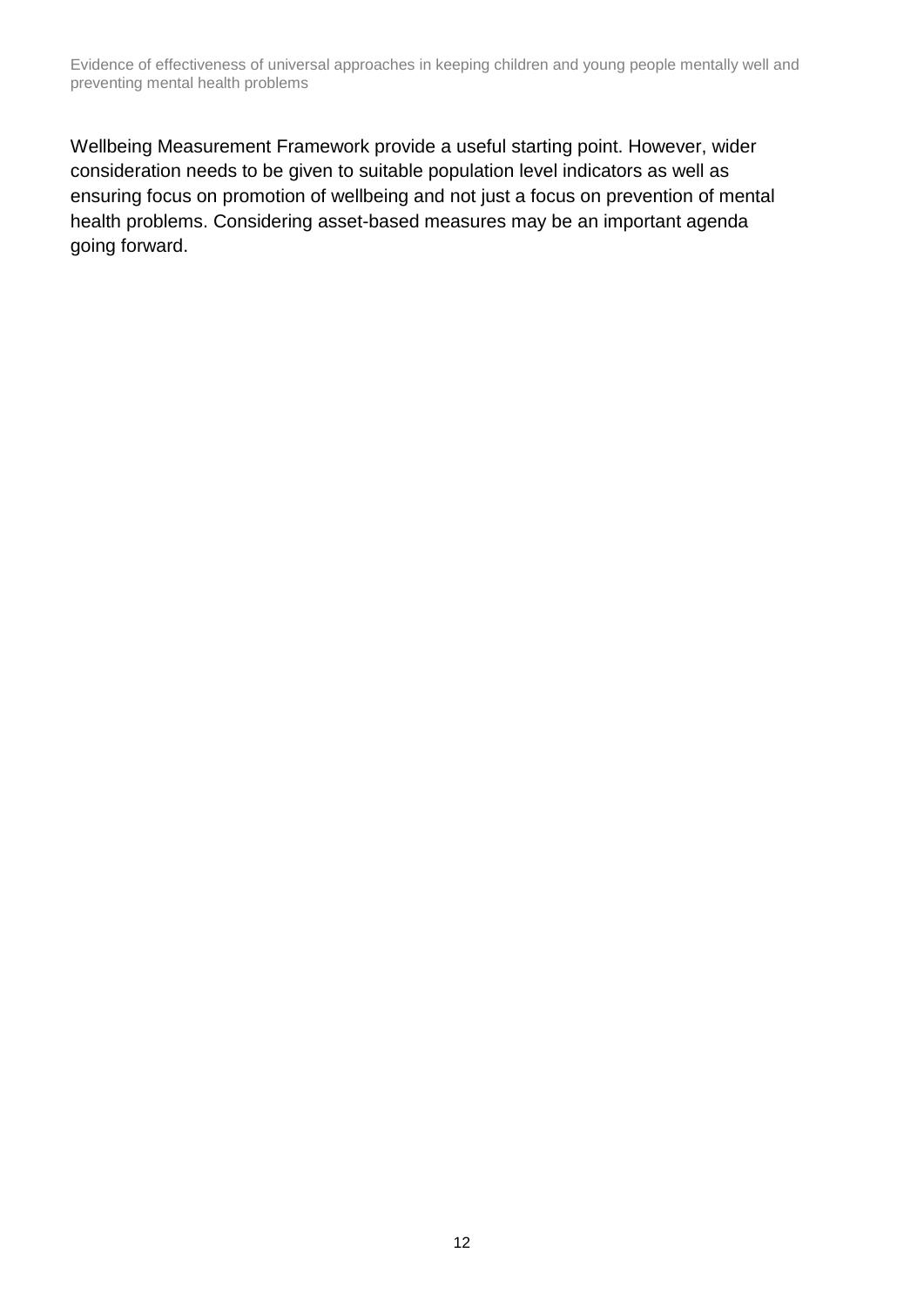Wellbeing Measurement Framework provide a useful starting point. However, wider consideration needs to be given to suitable population level indicators as well as ensuring focus on promotion of wellbeing and not just a focus on prevention of mental health problems. Considering asset-based measures may be an important agenda going forward.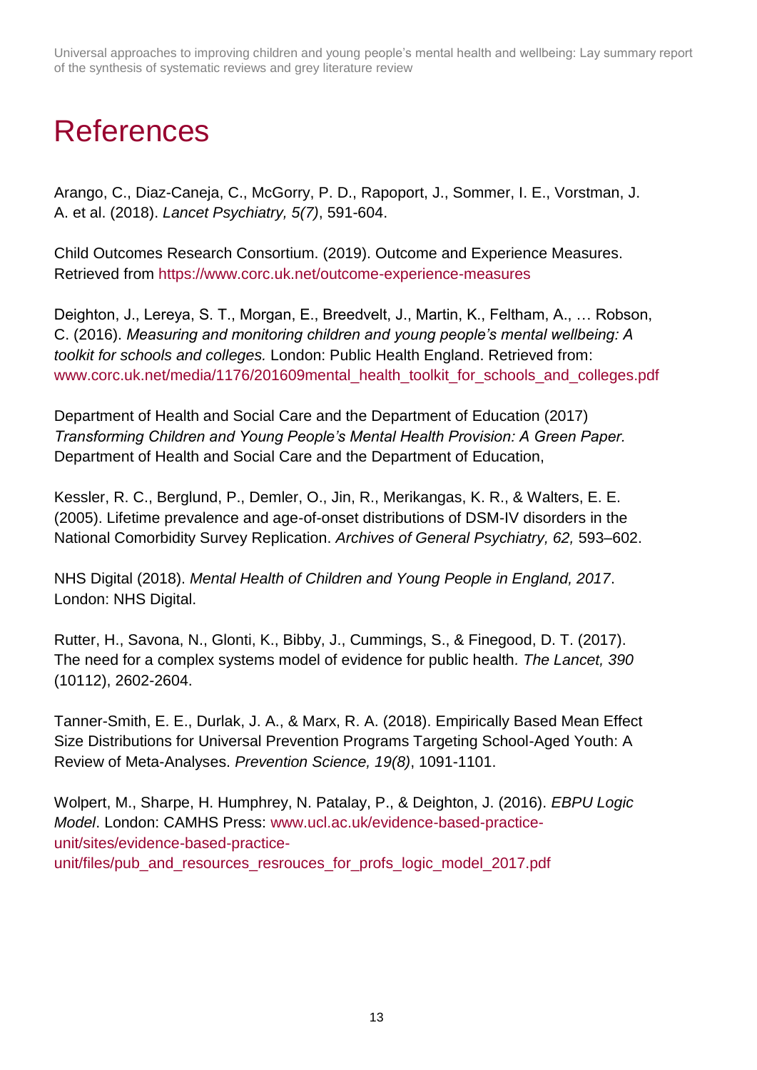# References

Arango, C., Diaz-Caneja, C., McGorry, P. D., Rapoport, J., Sommer, I. E., Vorstman, J. A. et al. (2018). *Lancet Psychiatry, 5(7)*, 591-604.

Child Outcomes Research Consortium. (2019). Outcome and Experience Measures. Retrieved from https://www.corc.uk.net/outcome-experience-measures

Deighton, J., Lereya, S. T., Morgan, E., Breedvelt, J., Martin, K., Feltham, A., … Robson, C. (2016). *Measuring and monitoring children and young people's mental wellbeing: A toolkit for schools and colleges.* London: Public Health England. Retrieved from: www.corc.uk.net/media/1176/201609mental_health_toolkit_for_schools_and_colleges.pdf

Department of Health and Social Care and the Department of Education (2017) *Transforming Children and Young People's Mental Health Provision: A Green Paper.* Department of Health and Social Care and the Department of Education,

Kessler, R. C., Berglund, P., Demler, O., Jin, R., Merikangas, K. R., & Walters, E. E. (2005). Lifetime prevalence and age-of-onset distributions of DSM-IV disorders in the National Comorbidity Survey Replication. *Archives of General Psychiatry, 62,* 593–602.

NHS Digital (2018). *Mental Health of Children and Young People in England, 2017*. London: NHS Digital.

Rutter, H., Savona, N., Glonti, K., Bibby, J., Cummings, S., & Finegood, D. T. (2017). The need for a complex systems model of evidence for public health. *The Lancet, 390* (10112), 2602-2604.

Tanner-Smith, E. E., Durlak, J. A., & Marx, R. A. (2018). Empirically Based Mean Effect Size Distributions for Universal Prevention Programs Targeting School-Aged Youth: A Review of Meta-Analyses. *Prevention Science, 19(8)*, 1091-1101.

Wolpert, M., Sharpe, H. Humphrey, N. Patalay, P., & Deighton, J. (2016). *EBPU Logic Model*. London: CAMHS Press: www.ucl.ac.uk/evidence-based-practice-unit/sites/evidence-based-practice-unit/files/pub_and_resources_resrouces_for_profs_logic_model_2017.pdf